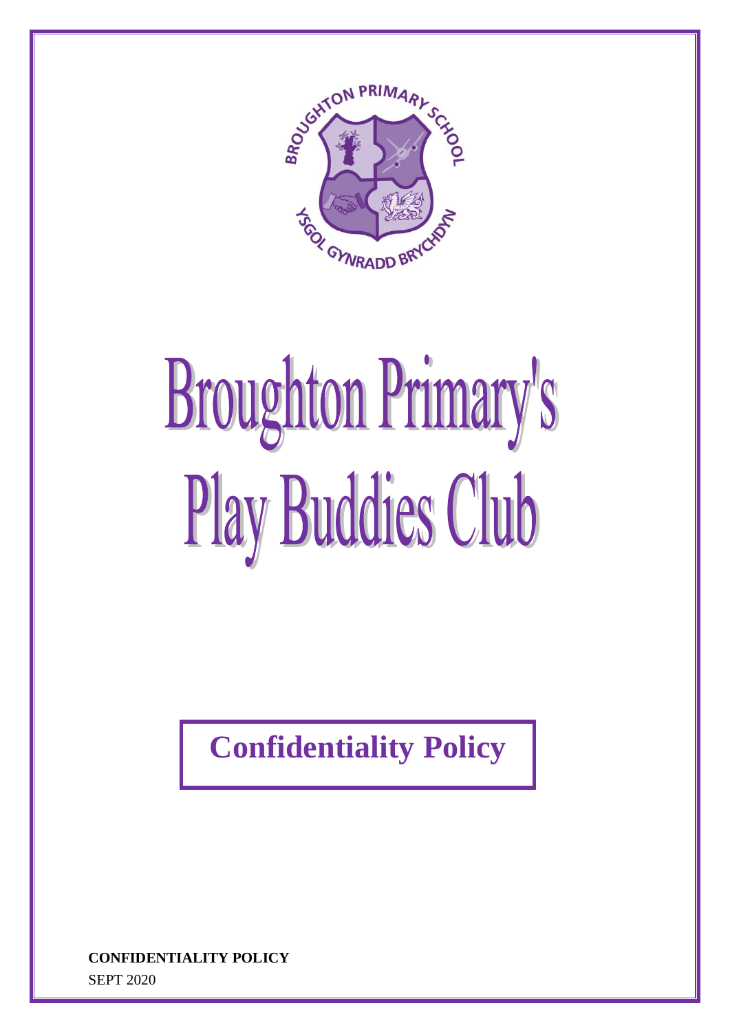# Broughton Primary's Play Buddies Club

## Confidentiality Policy

**CONFIDENTIALITY POLICY**

SEPT 2020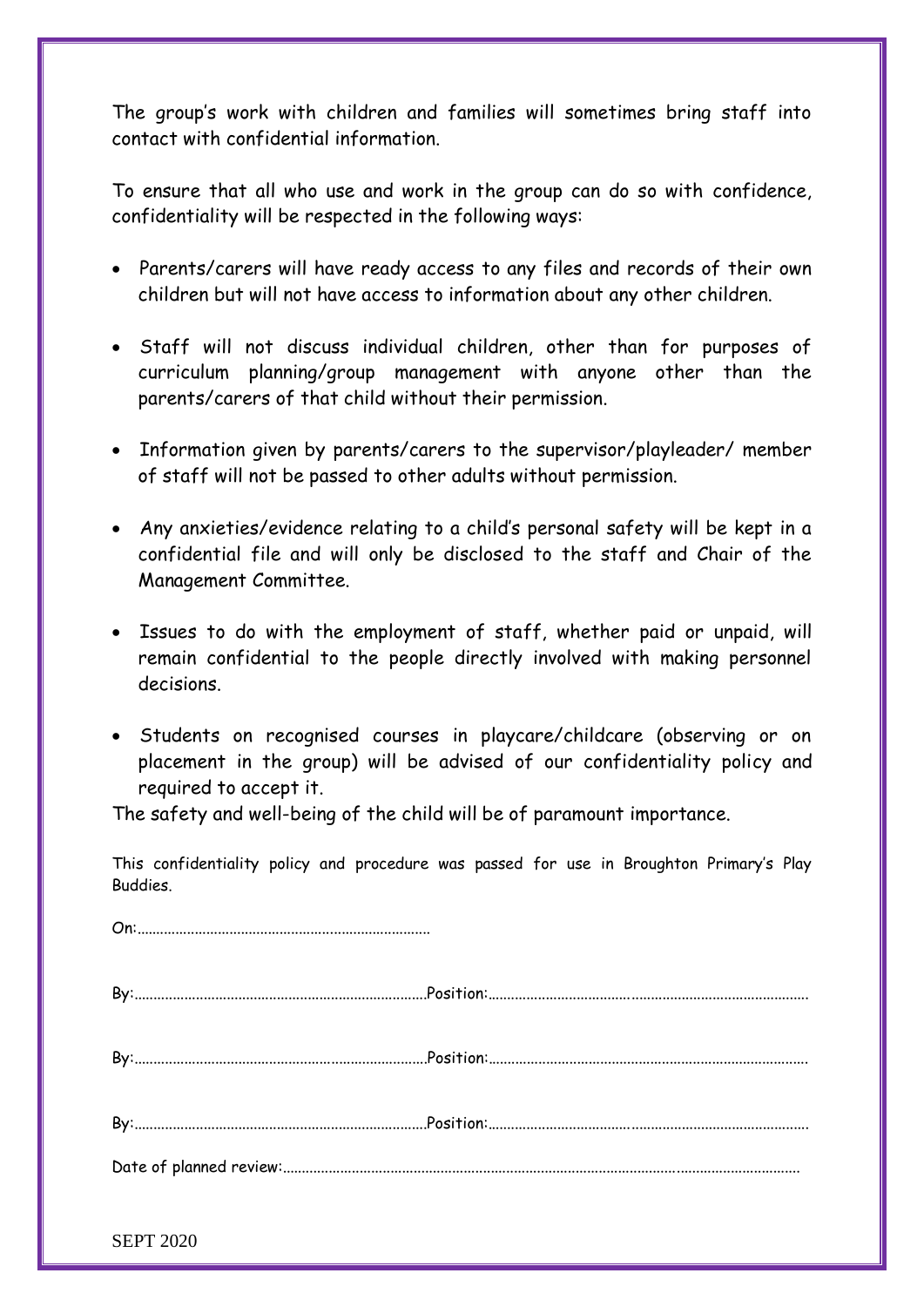The group's work with children and families will sometimes bring staff into contact with confidential information.

To ensure that all who use and work in the group can do so with confidence, confidentiality will be respected in the following ways:

- Parents/carers will have ready access to any files and records of their own children but will not have access to information about any other children.
- Staff will not discuss individual children, other than for purposes of curriculum planning/group management with anyone other than the parents/carers of that child without their permission.
- Information given by parents/carers to the supervisor/playleader/ member of staff will not be passed to other adults without permission.
- Any anxieties/evidence relating to a child's personal safety will be kept in a confidential file and will only be disclosed to the staff and Chair of the Management Committee.
- Issues to do with the employment of staff, whether paid or unpaid, will remain confidential to the people directly involved with making personnel decisions.
- Students on recognised courses in playcare/childcare (observing or on placement in the group) will be advised of our confidentiality policy and required to accept it.

The safety and well-being of the child will be of paramount importance.

This confidentiality policy and procedure was passed for use in Broughton Primary's Play Buddies.

On:…………………………………………………………………

By:…………………………………………………………………Position:……………………………………………………………………………

By:…………………………………………………………………Position:……………………………………………………………………………

By:…………………………………………………………………Position:……………………………………………………………………………

Date of planned review:……………………………………………………………………………………………………………………

SEPT 2020